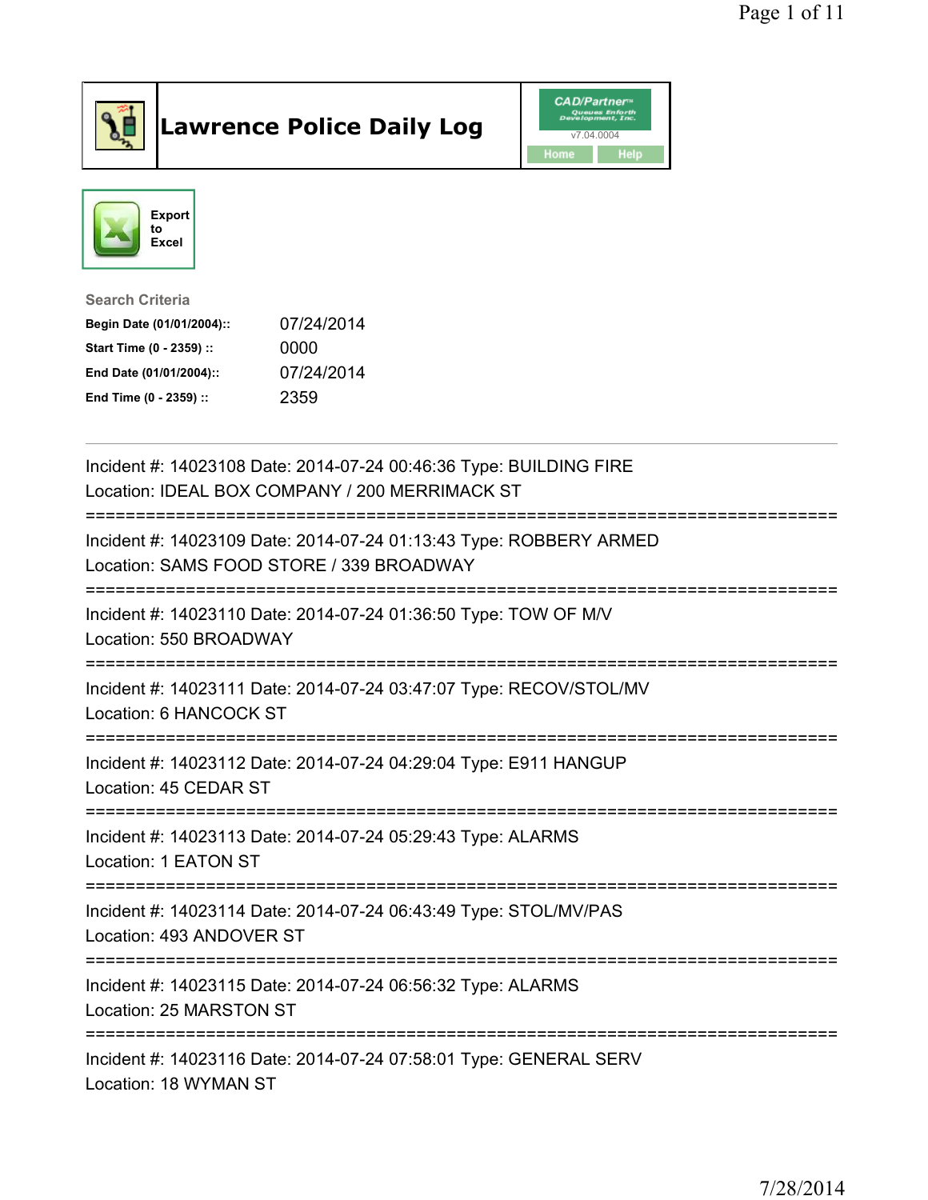# Lawrence Police Daily Log

CAD/Partner v7.04.0004

Home | Help

Export to Excel

**Search Criteria**

| | |
|---|---|
| **Begin Date (01/01/2004)::** | 07/24/2014 |
| **Start Time (0 - 2359) ::** | 0000 |
| **End Date (01/01/2004)::** | 07/24/2014 |
| **End Time (0 - 2359) ::** | 2359 |

---

Incident #: 14023108 Date: 2014-07-24 00:46:36 Type: BUILDING FIRE
Location: IDEAL BOX COMPANY / 200 MERRIMACK ST

===========================================================================

Incident #: 14023109 Date: 2014-07-24 01:13:43 Type: ROBBERY ARMED
Location: SAMS FOOD STORE / 339 BROADWAY

===========================================================================

Incident #: 14023110 Date: 2014-07-24 01:36:50 Type: TOW OF M/V
Location: 550 BROADWAY

===========================================================================

Incident #: 14023111 Date: 2014-07-24 03:47:07 Type: RECOV/STOL/MV
Location: 6 HANCOCK ST

===========================================================================

Incident #: 14023112 Date: 2014-07-24 04:29:04 Type: E911 HANGUP
Location: 45 CEDAR ST

===========================================================================

Incident #: 14023113 Date: 2014-07-24 05:29:43 Type: ALARMS
Location: 1 EATON ST

===========================================================================

Incident #: 14023114 Date: 2014-07-24 06:43:49 Type: STOL/MV/PAS
Location: 493 ANDOVER ST

===========================================================================

Incident #: 14023115 Date: 2014-07-24 06:56:32 Type: ALARMS
Location: 25 MARSTON ST

===========================================================================

Incident #: 14023116 Date: 2014-07-24 07:58:01 Type: GENERAL SERV
Location: 18 WYMAN ST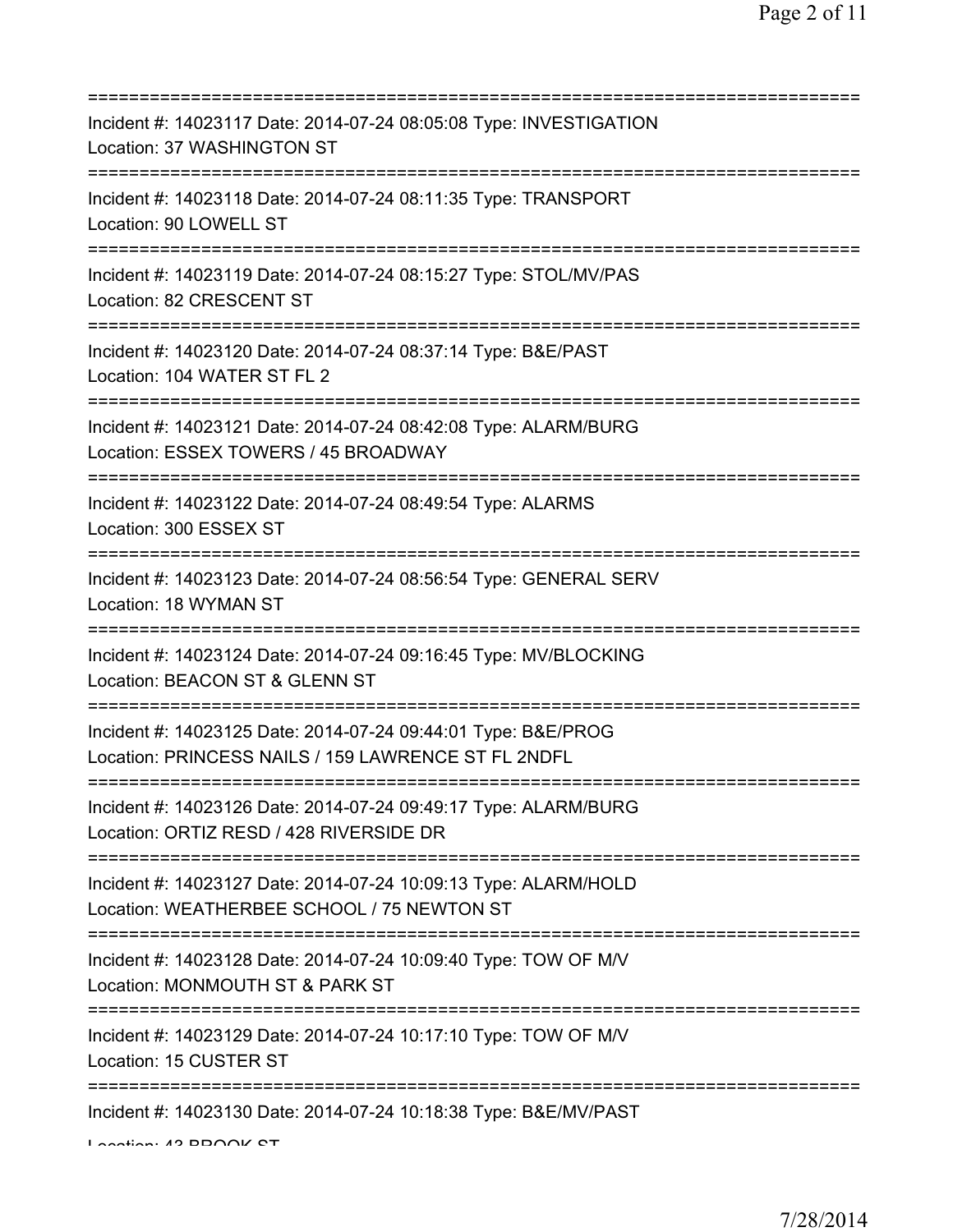===========================================================================
Incident #: 14023117 Date: 2014-07-24 08:05:08 Type: INVESTIGATION
Location: 37 WASHINGTON ST
===========================================================================
Incident #: 14023118 Date: 2014-07-24 08:11:35 Type: TRANSPORT
Location: 90 LOWELL ST
===========================================================================
Incident #: 14023119 Date: 2014-07-24 08:15:27 Type: STOL/MV/PAS
Location: 82 CRESCENT ST
===========================================================================
Incident #: 14023120 Date: 2014-07-24 08:37:14 Type: B&E/PAST
Location: 104 WATER ST FL 2
===========================================================================
Incident #: 14023121 Date: 2014-07-24 08:42:08 Type: ALARM/BURG
Location: ESSEX TOWERS / 45 BROADWAY
===========================================================================
Incident #: 14023122 Date: 2014-07-24 08:49:54 Type: ALARMS
Location: 300 ESSEX ST
===========================================================================
Incident #: 14023123 Date: 2014-07-24 08:56:54 Type: GENERAL SERV
Location: 18 WYMAN ST
===========================================================================
Incident #: 14023124 Date: 2014-07-24 09:16:45 Type: MV/BLOCKING
Location: BEACON ST & GLENN ST
===========================================================================
Incident #: 14023125 Date: 2014-07-24 09:44:01 Type: B&E/PROG
Location: PRINCESS NAILS / 159 LAWRENCE ST FL 2NDFL
===========================================================================
Incident #: 14023126 Date: 2014-07-24 09:49:17 Type: ALARM/BURG
Location: ORTIZ RESD / 428 RIVERSIDE DR
===========================================================================
Incident #: 14023127 Date: 2014-07-24 10:09:13 Type: ALARM/HOLD
Location: WEATHERBEE SCHOOL / 75 NEWTON ST
===========================================================================
Incident #: 14023128 Date: 2014-07-24 10:09:40 Type: TOW OF M/V
Location: MONMOUTH ST & PARK ST
===========================================================================
Incident #: 14023129 Date: 2014-07-24 10:17:10 Type: TOW OF M/V
Location: 15 CUSTER ST
===========================================================================
Incident #: 14023130 Date: 2014-07-24 10:18:38 Type: B&E/MV/PAST
Location: 43 BROOK ST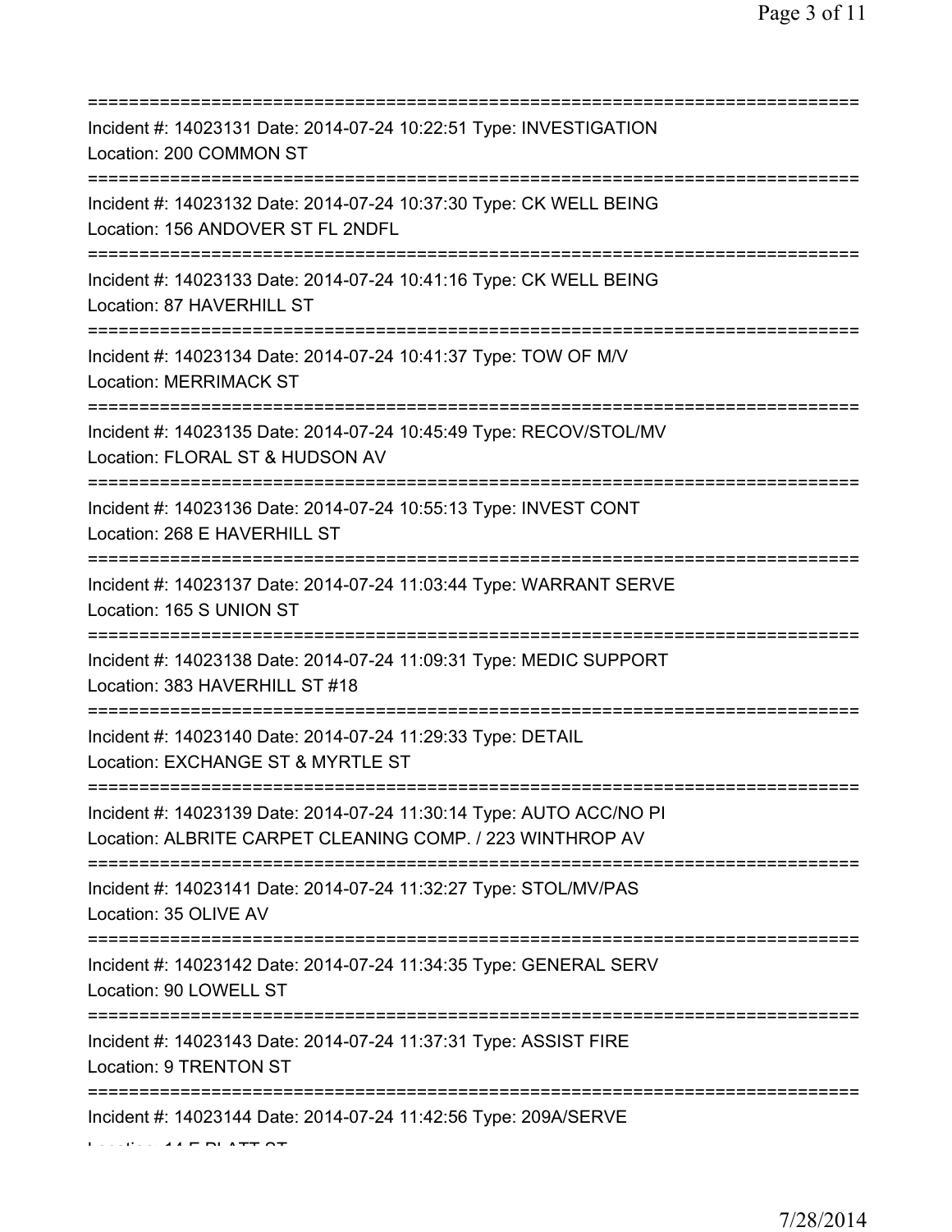===========================================================================
Incident #: 14023131 Date: 2014-07-24 10:22:51 Type: INVESTIGATION
Location: 200 COMMON ST
===========================================================================
Incident #: 14023132 Date: 2014-07-24 10:37:30 Type: CK WELL BEING
Location: 156 ANDOVER ST FL 2NDFL
===========================================================================
Incident #: 14023133 Date: 2014-07-24 10:41:16 Type: CK WELL BEING
Location: 87 HAVERHILL ST
===========================================================================
Incident #: 14023134 Date: 2014-07-24 10:41:37 Type: TOW OF M/V
Location: MERRIMACK ST
===========================================================================
Incident #: 14023135 Date: 2014-07-24 10:45:49 Type: RECOV/STOL/MV
Location: FLORAL ST & HUDSON AV
===========================================================================
Incident #: 14023136 Date: 2014-07-24 10:55:13 Type: INVEST CONT
Location: 268 E HAVERHILL ST
===========================================================================
Incident #: 14023137 Date: 2014-07-24 11:03:44 Type: WARRANT SERVE
Location: 165 S UNION ST
===========================================================================
Incident #: 14023138 Date: 2014-07-24 11:09:31 Type: MEDIC SUPPORT
Location: 383 HAVERHILL ST #18
===========================================================================
Incident #: 14023140 Date: 2014-07-24 11:29:33 Type: DETAIL
Location: EXCHANGE ST & MYRTLE ST
===========================================================================
Incident #: 14023139 Date: 2014-07-24 11:30:14 Type: AUTO ACC/NO PI
Location: ALBRITE CARPET CLEANING COMP. / 223 WINTHROP AV
===========================================================================
Incident #: 14023141 Date: 2014-07-24 11:32:27 Type: STOL/MV/PAS
Location: 35 OLIVE AV
===========================================================================
Incident #: 14023142 Date: 2014-07-24 11:34:35 Type: GENERAL SERV
Location: 90 LOWELL ST
===========================================================================
Incident #: 14023143 Date: 2014-07-24 11:37:31 Type: ASSIST FIRE
Location: 9 TRENTON ST
===========================================================================
Incident #: 14023144 Date: 2014-07-24 11:42:56 Type: 209A/SERVE
Location: 14 E PLATT ST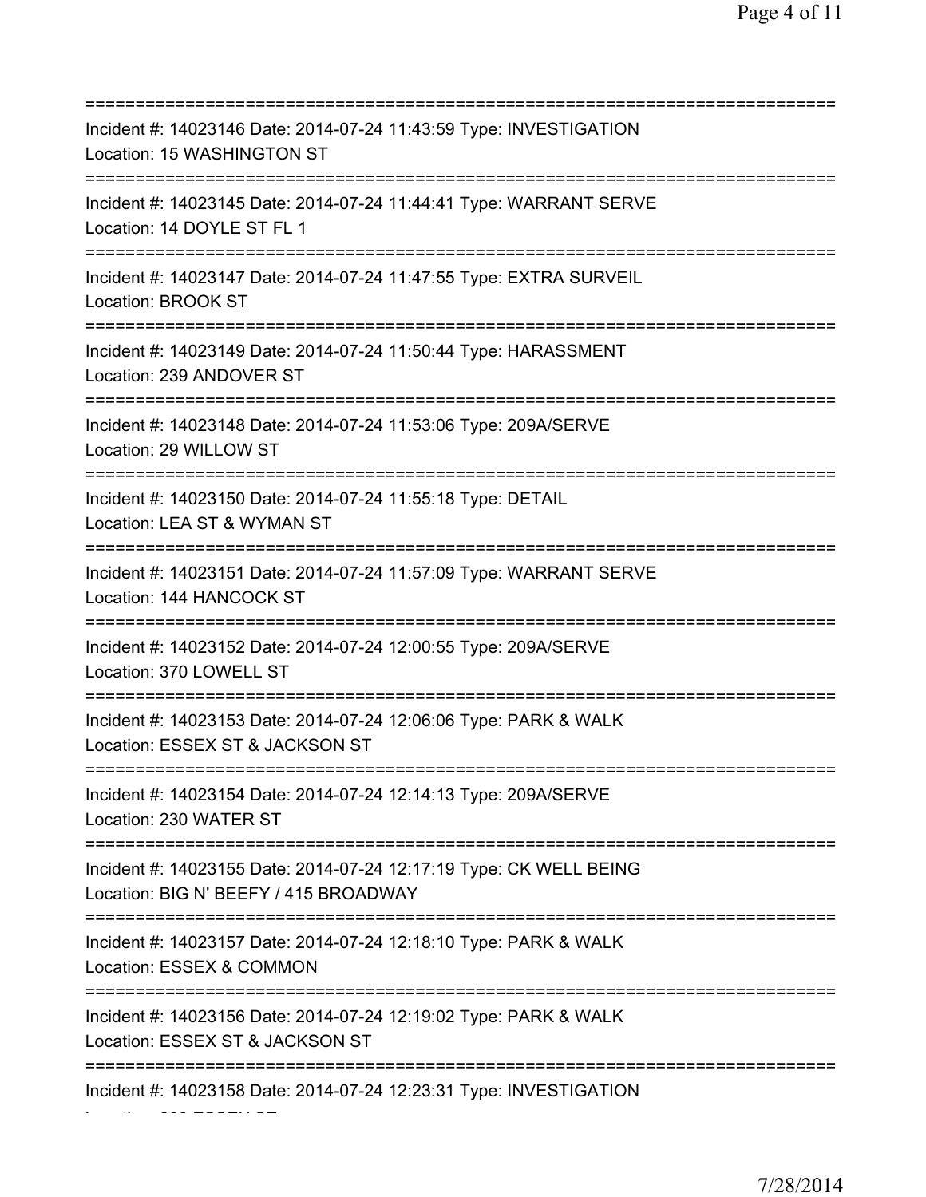===========================================================================

Incident #: 14023146 Date: 2014-07-24 11:43:59 Type: INVESTIGATION
Location: 15 WASHINGTON ST

===========================================================================

Incident #: 14023145 Date: 2014-07-24 11:44:41 Type: WARRANT SERVE
Location: 14 DOYLE ST FL 1

===========================================================================

Incident #: 14023147 Date: 2014-07-24 11:47:55 Type: EXTRA SURVEIL
Location: BROOK ST

===========================================================================

Incident #: 14023149 Date: 2014-07-24 11:50:44 Type: HARASSMENT
Location: 239 ANDOVER ST

===========================================================================

Incident #: 14023148 Date: 2014-07-24 11:53:06 Type: 209A/SERVE
Location: 29 WILLOW ST

===========================================================================

Incident #: 14023150 Date: 2014-07-24 11:55:18 Type: DETAIL
Location: LEA ST & WYMAN ST

===========================================================================

Incident #: 14023151 Date: 2014-07-24 11:57:09 Type: WARRANT SERVE
Location: 144 HANCOCK ST

===========================================================================

Incident #: 14023152 Date: 2014-07-24 12:00:55 Type: 209A/SERVE
Location: 370 LOWELL ST

===========================================================================

Incident #: 14023153 Date: 2014-07-24 12:06:06 Type: PARK & WALK
Location: ESSEX ST & JACKSON ST

===========================================================================

Incident #: 14023154 Date: 2014-07-24 12:14:13 Type: 209A/SERVE
Location: 230 WATER ST

===========================================================================

Incident #: 14023155 Date: 2014-07-24 12:17:19 Type: CK WELL BEING
Location: BIG N' BEEFY / 415 BROADWAY

===========================================================================

Incident #: 14023157 Date: 2014-07-24 12:18:10 Type: PARK & WALK
Location: ESSEX & COMMON

===========================================================================

Incident #: 14023156 Date: 2014-07-24 12:19:02 Type: PARK & WALK
Location: ESSEX ST & JACKSON ST

===========================================================================

Incident #: 14023158 Date: 2014-07-24 12:23:31 Type: INVESTIGATION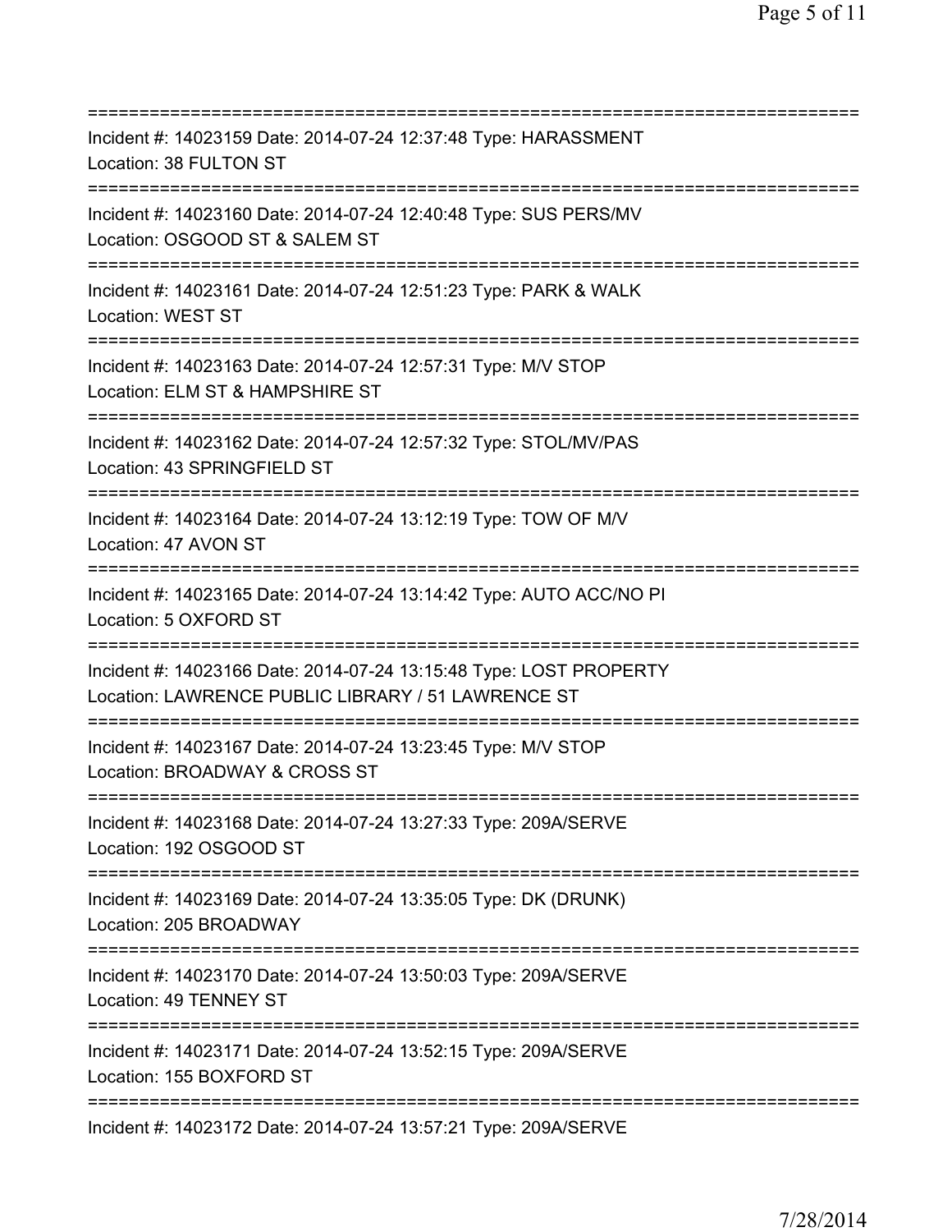===========================================================================
Incident #: 14023159 Date: 2014-07-24 12:37:48 Type: HARASSMENT
Location: 38 FULTON ST
===========================================================================
Incident #: 14023160 Date: 2014-07-24 12:40:48 Type: SUS PERS/MV
Location: OSGOOD ST & SALEM ST
===========================================================================
Incident #: 14023161 Date: 2014-07-24 12:51:23 Type: PARK & WALK
Location: WEST ST
===========================================================================
Incident #: 14023163 Date: 2014-07-24 12:57:31 Type: M/V STOP
Location: ELM ST & HAMPSHIRE ST
===========================================================================
Incident #: 14023162 Date: 2014-07-24 12:57:32 Type: STOL/MV/PAS
Location: 43 SPRINGFIELD ST
===========================================================================
Incident #: 14023164 Date: 2014-07-24 13:12:19 Type: TOW OF M/V
Location: 47 AVON ST
===========================================================================
Incident #: 14023165 Date: 2014-07-24 13:14:42 Type: AUTO ACC/NO PI
Location: 5 OXFORD ST
===========================================================================
Incident #: 14023166 Date: 2014-07-24 13:15:48 Type: LOST PROPERTY
Location: LAWRENCE PUBLIC LIBRARY / 51 LAWRENCE ST
===========================================================================
Incident #: 14023167 Date: 2014-07-24 13:23:45 Type: M/V STOP
Location: BROADWAY & CROSS ST
===========================================================================
Incident #: 14023168 Date: 2014-07-24 13:27:33 Type: 209A/SERVE
Location: 192 OSGOOD ST
===========================================================================
Incident #: 14023169 Date: 2014-07-24 13:35:05 Type: DK (DRUNK)
Location: 205 BROADWAY
===========================================================================
Incident #: 14023170 Date: 2014-07-24 13:50:03 Type: 209A/SERVE
Location: 49 TENNEY ST
===========================================================================
Incident #: 14023171 Date: 2014-07-24 13:52:15 Type: 209A/SERVE
Location: 155 BOXFORD ST
===========================================================================
Incident #: 14023172 Date: 2014-07-24 13:57:21 Type: 209A/SERVE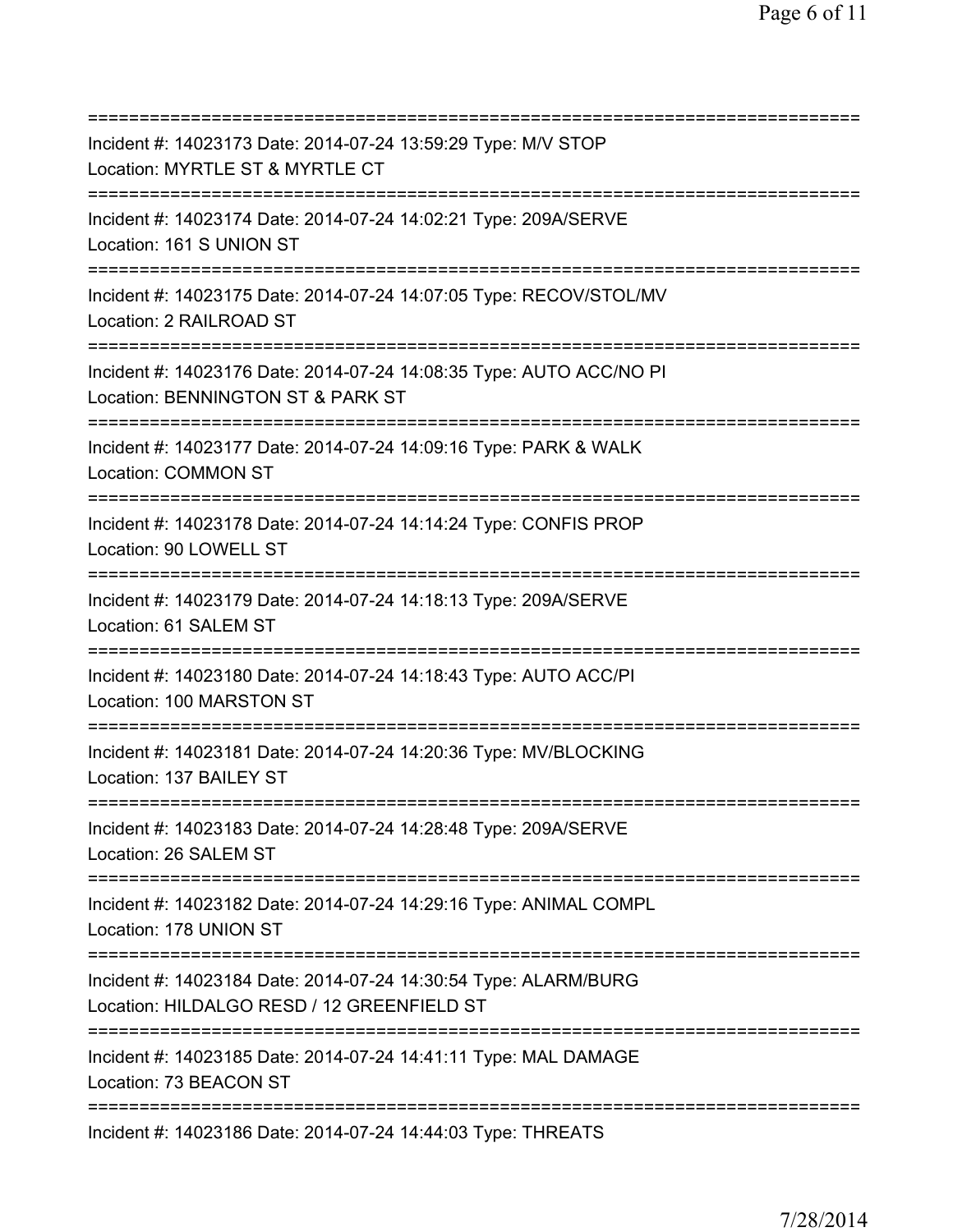===========================================================================
Incident #: 14023173 Date: 2014-07-24 13:59:29 Type: M/V STOP
Location: MYRTLE ST & MYRTLE CT
===========================================================================
Incident #: 14023174 Date: 2014-07-24 14:02:21 Type: 209A/SERVE
Location: 161 S UNION ST
===========================================================================
Incident #: 14023175 Date: 2014-07-24 14:07:05 Type: RECOV/STOL/MV
Location: 2 RAILROAD ST
===========================================================================
Incident #: 14023176 Date: 2014-07-24 14:08:35 Type: AUTO ACC/NO PI
Location: BENNINGTON ST & PARK ST
===========================================================================
Incident #: 14023177 Date: 2014-07-24 14:09:16 Type: PARK & WALK
Location: COMMON ST
===========================================================================
Incident #: 14023178 Date: 2014-07-24 14:14:24 Type: CONFIS PROP
Location: 90 LOWELL ST
===========================================================================
Incident #: 14023179 Date: 2014-07-24 14:18:13 Type: 209A/SERVE
Location: 61 SALEM ST
===========================================================================
Incident #: 14023180 Date: 2014-07-24 14:18:43 Type: AUTO ACC/PI
Location: 100 MARSTON ST
===========================================================================
Incident #: 14023181 Date: 2014-07-24 14:20:36 Type: MV/BLOCKING
Location: 137 BAILEY ST
===========================================================================
Incident #: 14023183 Date: 2014-07-24 14:28:48 Type: 209A/SERVE
Location: 26 SALEM ST
===========================================================================
Incident #: 14023182 Date: 2014-07-24 14:29:16 Type: ANIMAL COMPL
Location: 178 UNION ST
===========================================================================
Incident #: 14023184 Date: 2014-07-24 14:30:54 Type: ALARM/BURG
Location: HILDALGO RESD / 12 GREENFIELD ST
===========================================================================
Incident #: 14023185 Date: 2014-07-24 14:41:11 Type: MAL DAMAGE
Location: 73 BEACON ST
===========================================================================
Incident #: 14023186 Date: 2014-07-24 14:44:03 Type: THREATS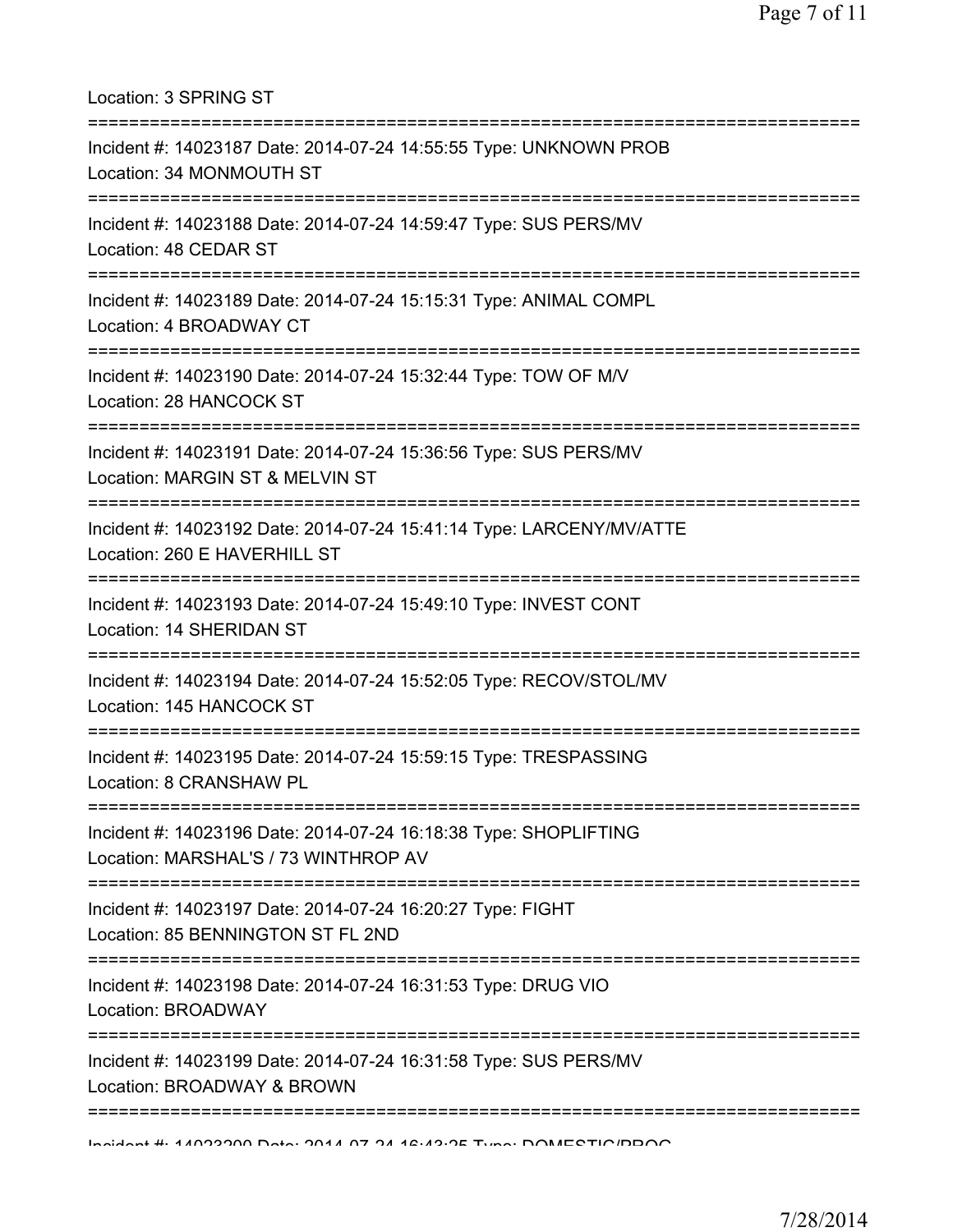Location: 3 SPRING ST
===========================================================================
Incident #: 14023187 Date: 2014-07-24 14:55:55 Type: UNKNOWN PROB
Location: 34 MONMOUTH ST
===========================================================================
Incident #: 14023188 Date: 2014-07-24 14:59:47 Type: SUS PERS/MV
Location: 48 CEDAR ST
===========================================================================
Incident #: 14023189 Date: 2014-07-24 15:15:31 Type: ANIMAL COMPL
Location: 4 BROADWAY CT
===========================================================================
Incident #: 14023190 Date: 2014-07-24 15:32:44 Type: TOW OF M/V
Location: 28 HANCOCK ST
===========================================================================
Incident #: 14023191 Date: 2014-07-24 15:36:56 Type: SUS PERS/MV
Location: MARGIN ST & MELVIN ST
===========================================================================
Incident #: 14023192 Date: 2014-07-24 15:41:14 Type: LARCENY/MV/ATTE
Location: 260 E HAVERHILL ST
===========================================================================
Incident #: 14023193 Date: 2014-07-24 15:49:10 Type: INVEST CONT
Location: 14 SHERIDAN ST
===========================================================================
Incident #: 14023194 Date: 2014-07-24 15:52:05 Type: RECOV/STOL/MV
Location: 145 HANCOCK ST
===========================================================================
Incident #: 14023195 Date: 2014-07-24 15:59:15 Type: TRESPASSING
Location: 8 CRANSHAW PL
===========================================================================
Incident #: 14023196 Date: 2014-07-24 16:18:38 Type: SHOPLIFTING
Location: MARSHAL'S / 73 WINTHROP AV
===========================================================================
Incident #: 14023197 Date: 2014-07-24 16:20:27 Type: FIGHT
Location: 85 BENNINGTON ST FL 2ND
===========================================================================
Incident #: 14023198 Date: 2014-07-24 16:31:53 Type: DRUG VIO
Location: BROADWAY
===========================================================================
Incident #: 14023199 Date: 2014-07-24 16:31:58 Type: SUS PERS/MV
Location: BROADWAY & BROWN
===========================================================================
Incident #: 14023200 Date: 2014-07-24 16:43:25 Type: DOMESTIC/PROG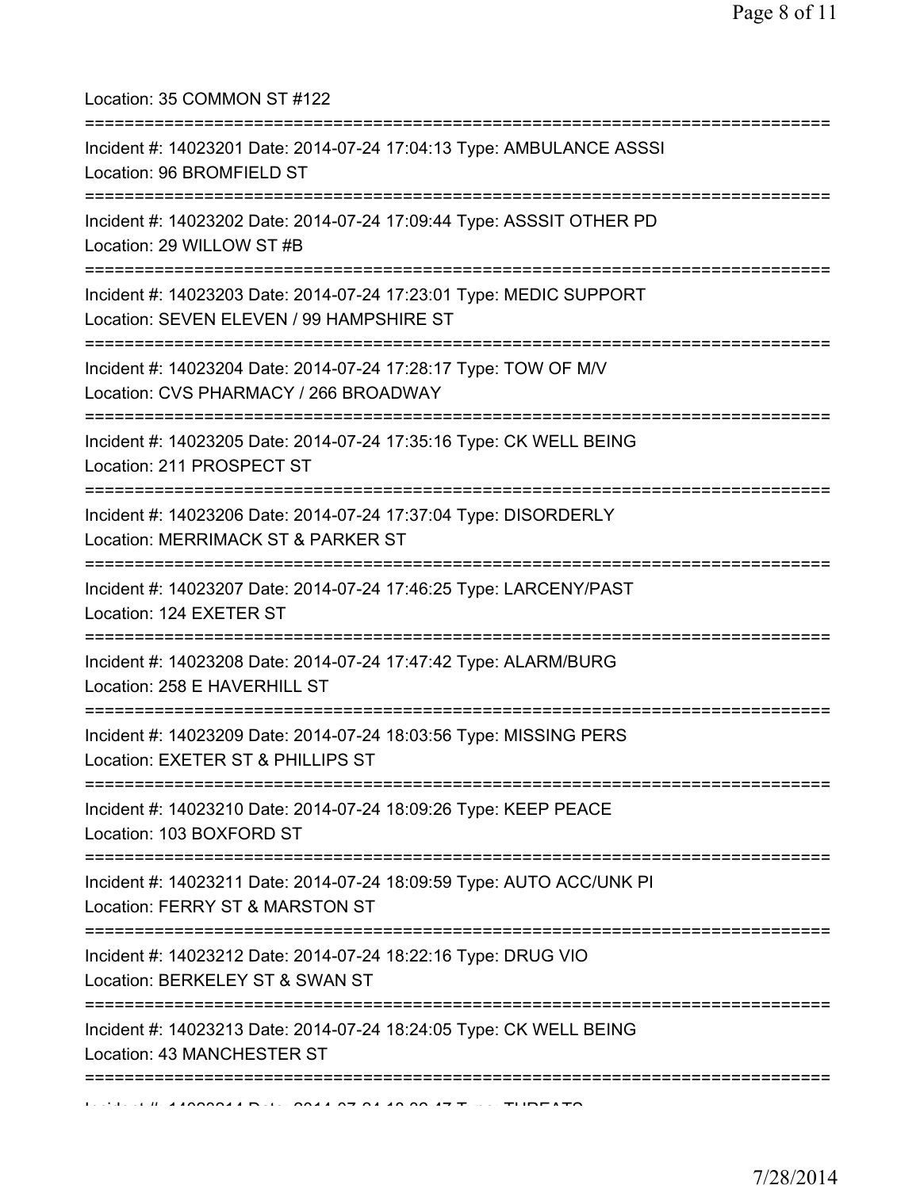Location: 35 COMMON ST #122

===========================================================================

Incident #: 14023201 Date: 2014-07-24 17:04:13 Type: AMBULANCE ASSSI
Location: 96 BROMFIELD ST

===========================================================================

Incident #: 14023202 Date: 2014-07-24 17:09:44 Type: ASSSIT OTHER PD
Location: 29 WILLOW ST #B

===========================================================================

Incident #: 14023203 Date: 2014-07-24 17:23:01 Type: MEDIC SUPPORT
Location: SEVEN ELEVEN / 99 HAMPSHIRE ST

===========================================================================

Incident #: 14023204 Date: 2014-07-24 17:28:17 Type: TOW OF M/V
Location: CVS PHARMACY / 266 BROADWAY

===========================================================================

Incident #: 14023205 Date: 2014-07-24 17:35:16 Type: CK WELL BEING
Location: 211 PROSPECT ST

===========================================================================

Incident #: 14023206 Date: 2014-07-24 17:37:04 Type: DISORDERLY
Location: MERRIMACK ST & PARKER ST

===========================================================================

Incident #: 14023207 Date: 2014-07-24 17:46:25 Type: LARCENY/PAST
Location: 124 EXETER ST

===========================================================================

Incident #: 14023208 Date: 2014-07-24 17:47:42 Type: ALARM/BURG
Location: 258 E HAVERHILL ST

===========================================================================

Incident #: 14023209 Date: 2014-07-24 18:03:56 Type: MISSING PERS
Location: EXETER ST & PHILLIPS ST

===========================================================================

Incident #: 14023210 Date: 2014-07-24 18:09:26 Type: KEEP PEACE
Location: 103 BOXFORD ST

===========================================================================

Incident #: 14023211 Date: 2014-07-24 18:09:59 Type: AUTO ACC/UNK PI
Location: FERRY ST & MARSTON ST

===========================================================================

Incident #: 14023212 Date: 2014-07-24 18:22:16 Type: DRUG VIO
Location: BERKELEY ST & SWAN ST

===========================================================================

Incident #: 14023213 Date: 2014-07-24 18:24:05 Type: CK WELL BEING
Location: 43 MANCHESTER ST

===========================================================================

Incident #: 14023214 Date: 2014-07-24 18:39:47 Type: THREATS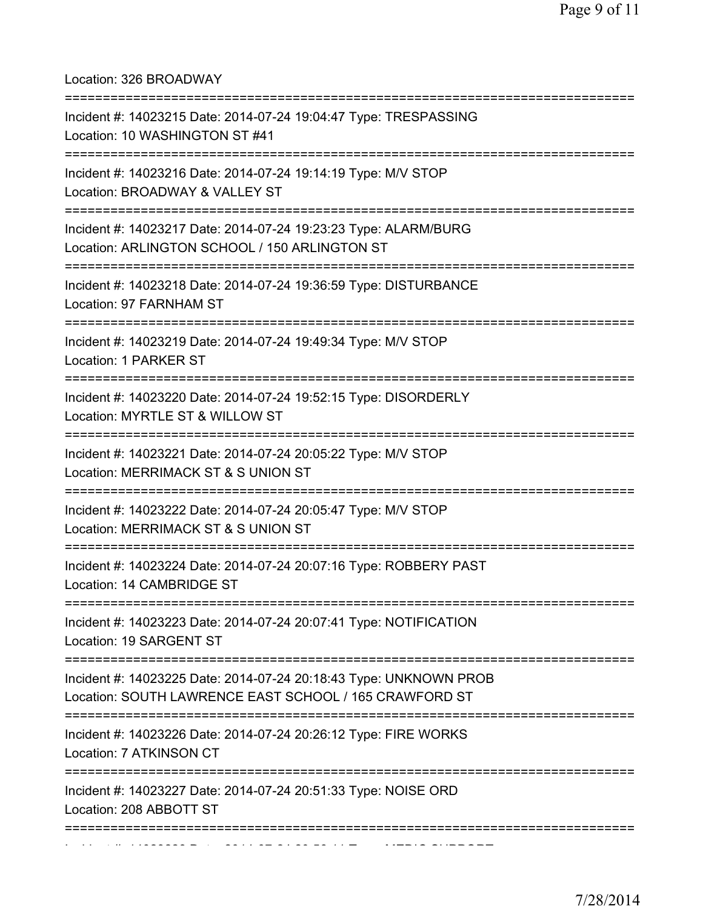Location: 326 BROADWAY

===========================================================================

Incident #: 14023215 Date: 2014-07-24 19:04:47 Type: TRESPASSING
Location: 10 WASHINGTON ST #41

===========================================================================

Incident #: 14023216 Date: 2014-07-24 19:14:19 Type: M/V STOP
Location: BROADWAY & VALLEY ST

===========================================================================

Incident #: 14023217 Date: 2014-07-24 19:23:23 Type: ALARM/BURG
Location: ARLINGTON SCHOOL / 150 ARLINGTON ST

===========================================================================

Incident #: 14023218 Date: 2014-07-24 19:36:59 Type: DISTURBANCE
Location: 97 FARNHAM ST

===========================================================================

Incident #: 14023219 Date: 2014-07-24 19:49:34 Type: M/V STOP
Location: 1 PARKER ST

===========================================================================

Incident #: 14023220 Date: 2014-07-24 19:52:15 Type: DISORDERLY
Location: MYRTLE ST & WILLOW ST

===========================================================================

Incident #: 14023221 Date: 2014-07-24 20:05:22 Type: M/V STOP
Location: MERRIMACK ST & S UNION ST

===========================================================================

Incident #: 14023222 Date: 2014-07-24 20:05:47 Type: M/V STOP
Location: MERRIMACK ST & S UNION ST

===========================================================================

Incident #: 14023224 Date: 2014-07-24 20:07:16 Type: ROBBERY PAST
Location: 14 CAMBRIDGE ST

===========================================================================

Incident #: 14023223 Date: 2014-07-24 20:07:41 Type: NOTIFICATION
Location: 19 SARGENT ST

===========================================================================

Incident #: 14023225 Date: 2014-07-24 20:18:43 Type: UNKNOWN PROB
Location: SOUTH LAWRENCE EAST SCHOOL / 165 CRAWFORD ST

===========================================================================

Incident #: 14023226 Date: 2014-07-24 20:26:12 Type: FIRE WORKS
Location: 7 ATKINSON CT

===========================================================================

Incident #: 14023227 Date: 2014-07-24 20:51:33 Type: NOISE ORD
Location: 208 ABBOTT ST

===========================================================================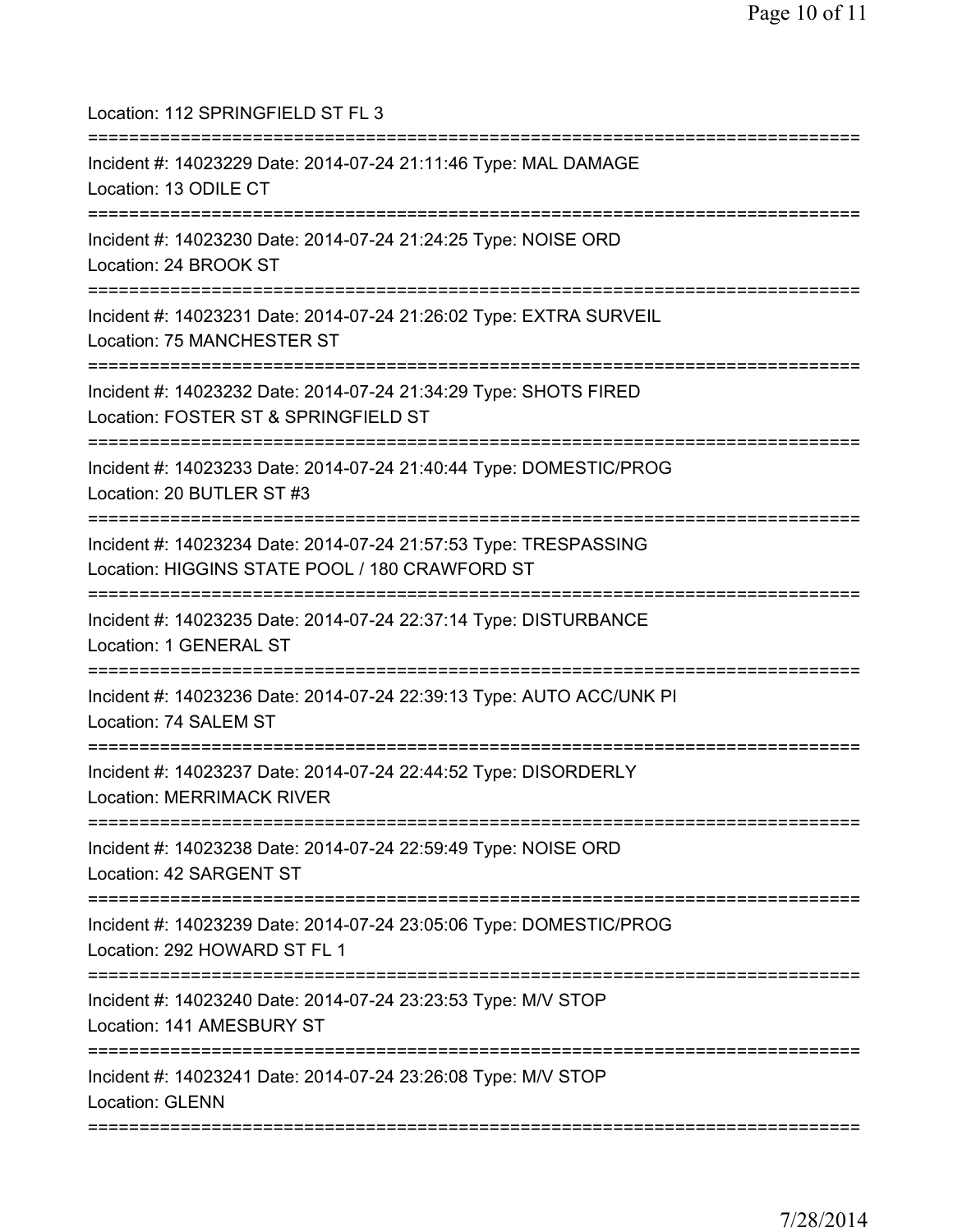Location: 112 SPRINGFIELD ST FL 3

===========================================================================

Incident #: 14023229 Date: 2014-07-24 21:11:46 Type: MAL DAMAGE
Location: 13 ODILE CT

===========================================================================

Incident #: 14023230 Date: 2014-07-24 21:24:25 Type: NOISE ORD
Location: 24 BROOK ST

===========================================================================

Incident #: 14023231 Date: 2014-07-24 21:26:02 Type: EXTRA SURVEIL
Location: 75 MANCHESTER ST

===========================================================================

Incident #: 14023232 Date: 2014-07-24 21:34:29 Type: SHOTS FIRED
Location: FOSTER ST & SPRINGFIELD ST

===========================================================================

Incident #: 14023233 Date: 2014-07-24 21:40:44 Type: DOMESTIC/PROG
Location: 20 BUTLER ST #3

===========================================================================

Incident #: 14023234 Date: 2014-07-24 21:57:53 Type: TRESPASSING
Location: HIGGINS STATE POOL / 180 CRAWFORD ST

===========================================================================

Incident #: 14023235 Date: 2014-07-24 22:37:14 Type: DISTURBANCE
Location: 1 GENERAL ST

===========================================================================

Incident #: 14023236 Date: 2014-07-24 22:39:13 Type: AUTO ACC/UNK PI
Location: 74 SALEM ST

===========================================================================

Incident #: 14023237 Date: 2014-07-24 22:44:52 Type: DISORDERLY
Location: MERRIMACK RIVER

===========================================================================

Incident #: 14023238 Date: 2014-07-24 22:59:49 Type: NOISE ORD
Location: 42 SARGENT ST

===========================================================================

Incident #: 14023239 Date: 2014-07-24 23:05:06 Type: DOMESTIC/PROG
Location: 292 HOWARD ST FL 1

===========================================================================

Incident #: 14023240 Date: 2014-07-24 23:23:53 Type: M/V STOP
Location: 141 AMESBURY ST

===========================================================================

Incident #: 14023241 Date: 2014-07-24 23:26:08 Type: M/V STOP
Location: GLENN

===========================================================================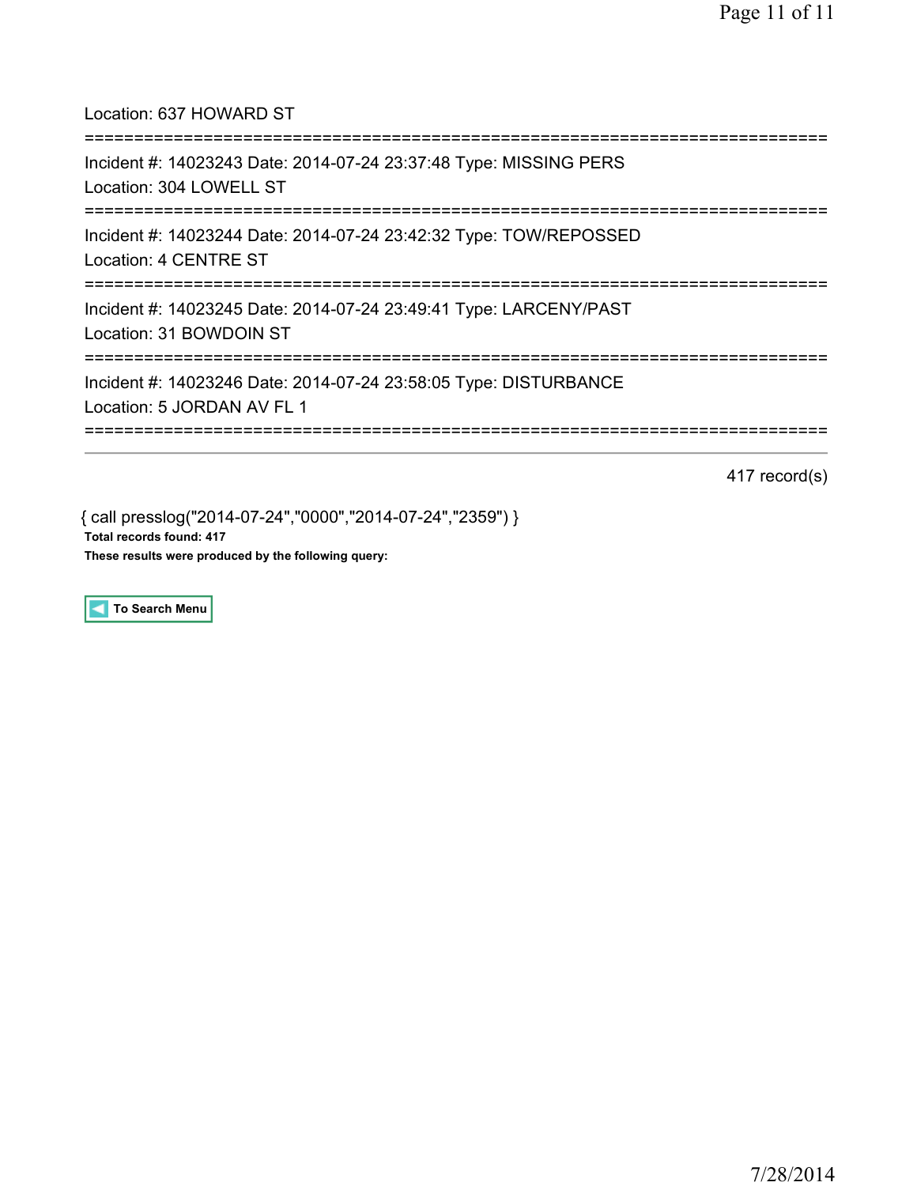Location: 637 HOWARD ST

===========================================================================

Incident #: 14023243 Date: 2014-07-24 23:37:48 Type: MISSING PERS

Location: 304 LOWELL ST

===========================================================================

Incident #: 14023244 Date: 2014-07-24 23:42:32 Type: TOW/REPOSSED

Location: 4 CENTRE ST

===========================================================================

Incident #: 14023245 Date: 2014-07-24 23:49:41 Type: LARCENY/PAST

Location: 31 BOWDOIN ST

===========================================================================

Incident #: 14023246 Date: 2014-07-24 23:58:05 Type: DISTURBANCE

Location: 5 JORDAN AV FL 1

===========================================================================

---

417 record(s)

{ call presslog("2014-07-24","0000","2014-07-24","2359") }

**Total records found: 417**

**These results were produced by the following query:**

**To Search Menu**